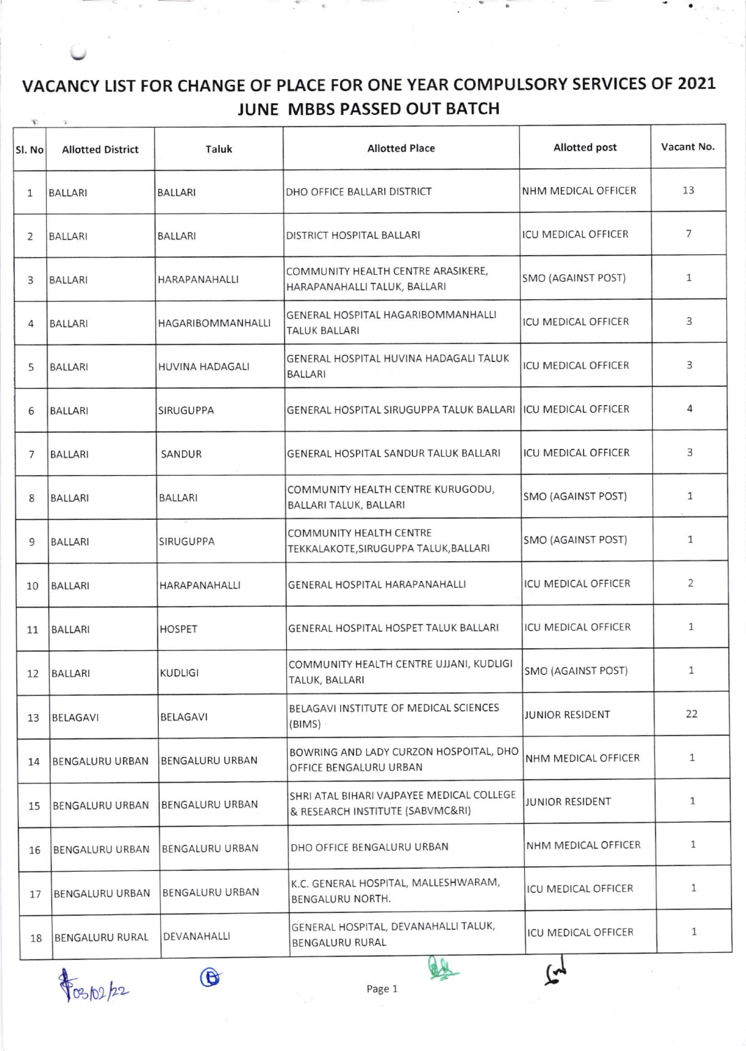# VACANCY LIST FOR CHANGE OF PLACE FOR ONE YEAR COMPULSORY SERVICES OF 2021 JUNE MBBS PASSED OUT BATCH

| Sl. No | Allotted District | Taluk | Allotted Place | Allotted post | Vacant No. |
|---|---|---|---|---|---|
| 1 | BALLARI | BALLARI | DHO OFFICE BALLARI DISTRICT | NHM MEDICAL OFFICER | 13 |
| 2 | BALLARI | BALLARI | DISTRICT HOSPITAL BALLARI | ICU MEDICAL OFFICER | 7 |
| 3 | BALLARI | HARAPANAHALLI | COMMUNITY HEALTH CENTRE ARASIKERE, HARAPANAHALLI TALUK, BALLARI | SMO (AGAINST POST) | 1 |
| 4 | BALLARI | HAGARIBOMMANHALLI | GENERAL HOSPITAL HAGARIBOMMANHALLI TALUK BALLARI | ICU MEDICAL OFFICER | 3 |
| 5 | BALLARI | HUVINA HADAGALI | GENERAL HOSPITAL HUVINA HADAGALI TALUK BALLARI | ICU MEDICAL OFFICER | 3 |
| 6 | BALLARI | SIRUGUPPA | GENERAL HOSPITAL SIRUGUPPA TALUK BALLARI | ICU MEDICAL OFFICER | 4 |
| 7 | BALLARI | SANDUR | GENERAL HOSPITAL SANDUR TALUK BALLARI | ICU MEDICAL OFFICER | 3 |
| 8 | BALLARI | BALLARI | COMMUNITY HEALTH CENTRE KURUGODU, BALLARI TALUK, BALLARI | SMO (AGAINST POST) | 1 |
| 9 | BALLARI | SIRUGUPPA | COMMUNITY HEALTH CENTRE TEKKALAKOTE,SIRUGUPPA TALUK,BALLARI | SMO (AGAINST POST) | 1 |
| 10 | BALLARI | HARAPANAHALLI | GENERAL HOSPITAL HARAPANAHALLI | ICU MEDICAL OFFICER | 2 |
| 11 | BALLARI | HOSPET | GENERAL HOSPITAL HOSPET TALUK BALLARI | ICU MEDICAL OFFICER | 1 |
| 12 | BALLARI | KUDLIGI | COMMUNITY HEALTH CENTRE UJJANI, KUDLIGI TALUK, BALLARI | SMO (AGAINST POST) | 1 |
| 13 | BELAGAVI | BELAGAVI | BELAGAVI INSTITUTE OF MEDICAL SCIENCES (BIMS) | JUNIOR RESIDENT | 22 |
| 14 | BENGALURU URBAN | BENGALURU URBAN | BOWRING AND LADY CURZON HOSPOITAL, DHO OFFICE BENGALURU URBAN | NHM MEDICAL OFFICER | 1 |
| 15 | BENGALURU URBAN | BENGALURU URBAN | SHRI ATAL BIHARI VAJPAYEE MEDICAL COLLEGE & RESEARCH INSTITUTE (SABVMC&RI) | JUNIOR RESIDENT | 1 |
| 16 | BENGALURU URBAN | BENGALURU URBAN | DHO OFFICE BENGALURU URBAN | NHM MEDICAL OFFICER | 1 |
| 17 | BENGALURU URBAN | BENGALURU URBAN | K.C. GENERAL HOSPITAL, MALLESHWARAM, BENGALURU NORTH. | ICU MEDICAL OFFICER | 1 |
| 18 | BENGALURU RURAL | DEVANAHALLI | GENERAL HOSPITAL, DEVANAHALLI TALUK, BENGALURU RURAL | ICU MEDICAL OFFICER | 1 |

08/02/22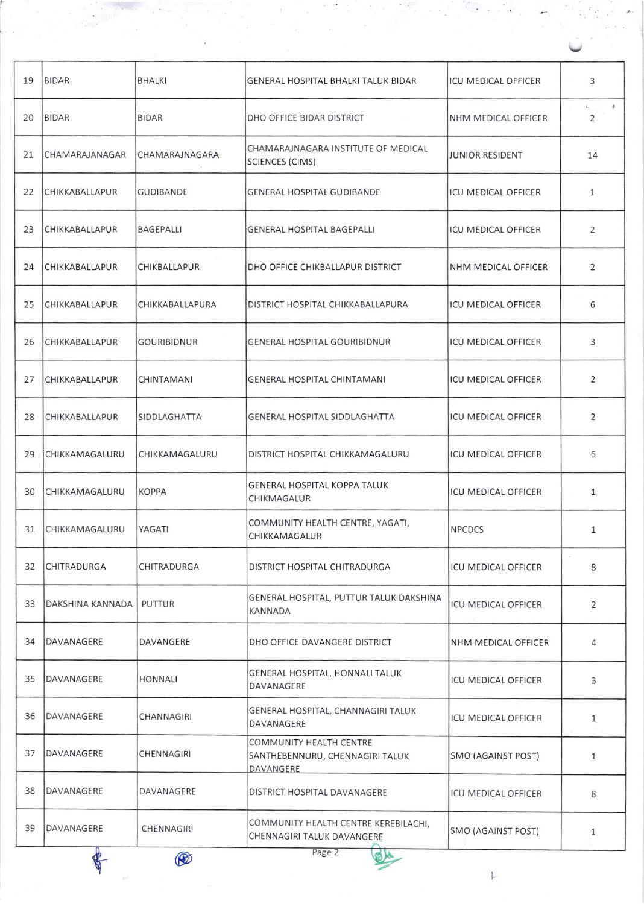| | | | | | |
|---|---|---|---|---|---|
| 19 | BIDAR | BHALKI | GENERAL HOSPITAL BHALKI TALUK BIDAR | ICU MEDICAL OFFICER | 3 |
| 20 | BIDAR | BIDAR | DHO OFFICE BIDAR DISTRICT | NHM MEDICAL OFFICER | 2 |
| 21 | CHAMARAJANAGAR | CHAMARAJNAGARA | CHAMARAJNAGARA INSTITUTE OF MEDICAL SCIENCES (CIMS) | JUNIOR RESIDENT | 14 |
| 22 | CHIKKABALLAPUR | GUDIBANDE | GENERAL HOSPITAL GUDIBANDE | ICU MEDICAL OFFICER | 1 |
| 23 | CHIKKABALLAPUR | BAGEPALLI | GENERAL HOSPITAL BAGEPALLI | ICU MEDICAL OFFICER | 2 |
| 24 | CHIKKABALLAPUR | CHIKBALLAPUR | DHO OFFICE CHIKBALLAPUR DISTRICT | NHM MEDICAL OFFICER | 2 |
| 25 | CHIKKABALLAPUR | CHIKKABALLAPURA | DISTRICT HOSPITAL CHIKKABALLAPURA | ICU MEDICAL OFFICER | 6 |
| 26 | CHIKKABALLAPUR | GOURIBIDNUR | GENERAL HOSPITAL GOURIBIDNUR | ICU MEDICAL OFFICER | 3 |
| 27 | CHIKKABALLAPUR | CHINTAMANI | GENERAL HOSPITAL CHINTAMANI | ICU MEDICAL OFFICER | 2 |
| 28 | CHIKKABALLAPUR | SIDDLAGHATTA | GENERAL HOSPITAL SIDDLAGHATTA | ICU MEDICAL OFFICER | 2 |
| 29 | CHIKKAMAGALURU | CHIKKAMAGALURU | DISTRICT HOSPITAL CHIKKAMAGALURU | ICU MEDICAL OFFICER | 6 |
| 30 | CHIKKAMAGALURU | KOPPA | GENERAL HOSPITAL KOPPA TALUK CHIKMAGALUR | ICU MEDICAL OFFICER | 1 |
| 31 | CHIKKAMAGALURU | YAGATI | COMMUNITY HEALTH CENTRE, YAGATI, CHIKKAMAGALUR | NPCDCS | 1 |
| 32 | CHITRADURGA | CHITRADURGA | DISTRICT HOSPITAL CHITRADURGA | ICU MEDICAL OFFICER | 8 |
| 33 | DAKSHINA KANNADA | PUTTUR | GENERAL HOSPITAL, PUTTUR TALUK DAKSHINA KANNADA | ICU MEDICAL OFFICER | 2 |
| 34 | DAVANAGERE | DAVANGERE | DHO OFFICE DAVANGERE DISTRICT | NHM MEDICAL OFFICER | 4 |
| 35 | DAVANAGERE | HONNALI | GENERAL HOSPITAL, HONNALI TALUK DAVANAGERE | ICU MEDICAL OFFICER | 3 |
| 36 | DAVANAGERE | CHANNAGIRI | GENERAL HOSPITAL, CHANNAGIRI TALUK DAVANAGERE | ICU MEDICAL OFFICER | 1 |
| 37 | DAVANAGERE | CHENNAGIRI | COMMUNITY HEALTH CENTRE SANTHEBENNURU, CHENNAGIRI TALUK DAVANGERE | SMO (AGAINST POST) | 1 |
| 38 | DAVANAGERE | DAVANAGERE | DISTRICT HOSPITAL DAVANAGERE | ICU MEDICAL OFFICER | 8 |
| 39 | DAVANAGERE | CHENNAGIRI | COMMUNITY HEALTH CENTRE KEREBILACHI, CHENNAGIRI TALUK DAVANGERE | SMO (AGAINST POST) | 1 |